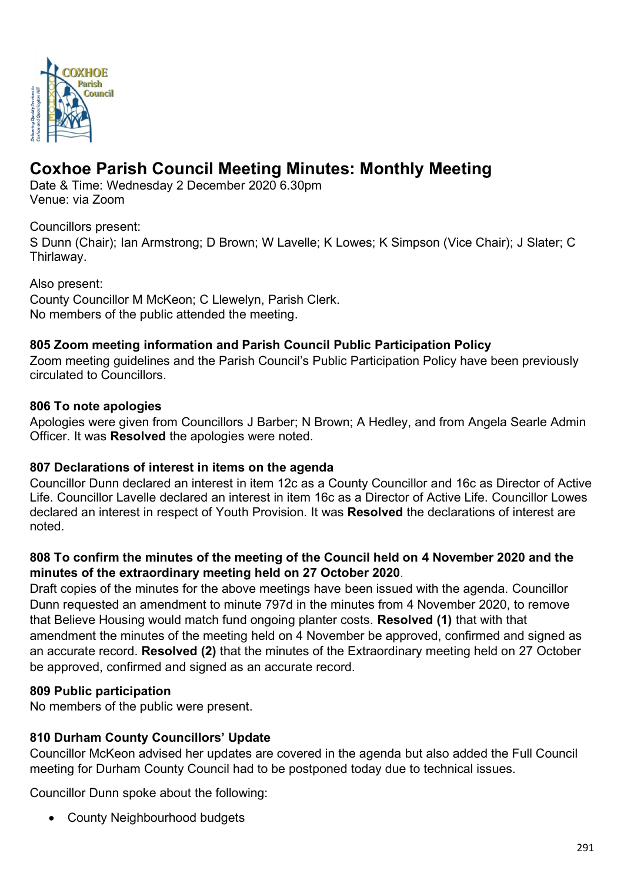# Coxhoe Parish Council Meeting Minutes: Monthly Meeting

Date & Time: Wednesday 2 December 2020 6.30pm
Venue: via Zoom

Councillors present:
S Dunn (Chair); Ian Armstrong; D Brown; W Lavelle; K Lowes; K Simpson (Vice Chair); J Slater; C Thirlaway.

Also present:
County Councillor M McKeon; C Llewelyn, Parish Clerk.
No members of the public attended the meeting.

### 805 Zoom meeting information and Parish Council Public Participation Policy

Zoom meeting guidelines and the Parish Council's Public Participation Policy have been previously circulated to Councillors.

### 806 To note apologies

Apologies were given from Councillors J Barber; N Brown; A Hedley, and from Angela Searle Admin Officer. It was **Resolved** the apologies were noted.

### 807 Declarations of interest in items on the agenda

Councillor Dunn declared an interest in item 12c as a County Councillor and 16c as Director of Active Life. Councillor Lavelle declared an interest in item 16c as a Director of Active Life. Councillor Lowes declared an interest in respect of Youth Provision. It was **Resolved** the declarations of interest are noted.

### 808 To confirm the minutes of the meeting of the Council held on 4 November 2020 and the minutes of the extraordinary meeting held on 27 October 2020.

Draft copies of the minutes for the above meetings have been issued with the agenda. Councillor Dunn requested an amendment to minute 797d in the minutes from 4 November 2020, to remove that Believe Housing would match fund ongoing planter costs. **Resolved (1)** that with that amendment the minutes of the meeting held on 4 November be approved, confirmed and signed as an accurate record. **Resolved (2)** that the minutes of the Extraordinary meeting held on 27 October be approved, confirmed and signed as an accurate record.

### 809 Public participation

No members of the public were present.

### 810 Durham County Councillors' Update

Councillor McKeon advised her updates are covered in the agenda but also added the Full Council meeting for Durham County Council had to be postponed today due to technical issues.

Councillor Dunn spoke about the following:

- County Neighbourhood budgets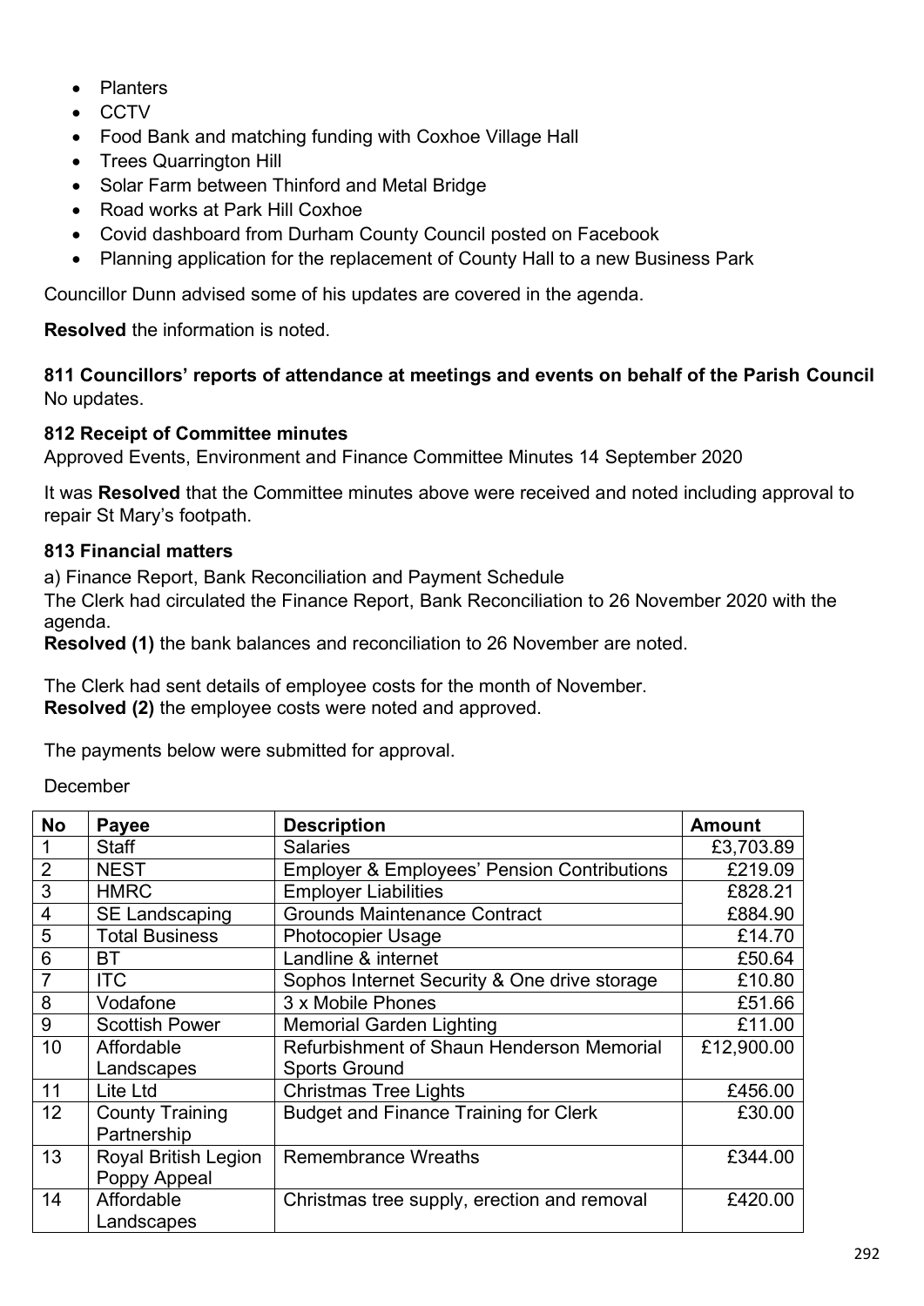- Planters
- CCTV
- Food Bank and matching funding with Coxhoe Village Hall
- Trees Quarrington Hill
- Solar Farm between Thinford and Metal Bridge
- Road works at Park Hill Coxhoe
- Covid dashboard from Durham County Council posted on Facebook
- Planning application for the replacement of County Hall to a new Business Park

Councillor Dunn advised some of his updates are covered in the agenda.

**Resolved** the information is noted.

**811 Councillors' reports of attendance at meetings and events on behalf of the Parish Council**
No updates.

**812 Receipt of Committee minutes**
Approved Events, Environment and Finance Committee Minutes 14 September 2020

It was **Resolved** that the Committee minutes above were received and noted including approval to repair St Mary's footpath.

**813 Financial matters**

a) Finance Report, Bank Reconciliation and Payment Schedule
The Clerk had circulated the Finance Report, Bank Reconciliation to 26 November 2020 with the agenda.
**Resolved (1)** the bank balances and reconciliation to 26 November are noted.

The Clerk had sent details of employee costs for the month of November.
**Resolved (2)** the employee costs were noted and approved.

The payments below were submitted for approval.

December

| No | Payee | Description | Amount |
|---|---|---|---|
| 1 | Staff | Salaries | £3,703.89 |
| 2 | NEST | Employer & Employees' Pension Contributions | £219.09 |
| 3 | HMRC | Employer Liabilities | £828.21 |
| 4 | SE Landscaping | Grounds Maintenance Contract | £884.90 |
| 5 | Total Business | Photocopier Usage | £14.70 |
| 6 | BT | Landline & internet | £50.64 |
| 7 | ITC | Sophos Internet Security & One drive storage | £10.80 |
| 8 | Vodafone | 3 x Mobile Phones | £51.66 |
| 9 | Scottish Power | Memorial Garden Lighting | £11.00 |
| 10 | Affordable Landscapes | Refurbishment of Shaun Henderson Memorial Sports Ground | £12,900.00 |
| 11 | Lite Ltd | Christmas Tree Lights | £456.00 |
| 12 | County Training Partnership | Budget and Finance Training for Clerk | £30.00 |
| 13 | Royal British Legion Poppy Appeal | Remembrance Wreaths | £344.00 |
| 14 | Affordable Landscapes | Christmas tree supply, erection and removal | £420.00 |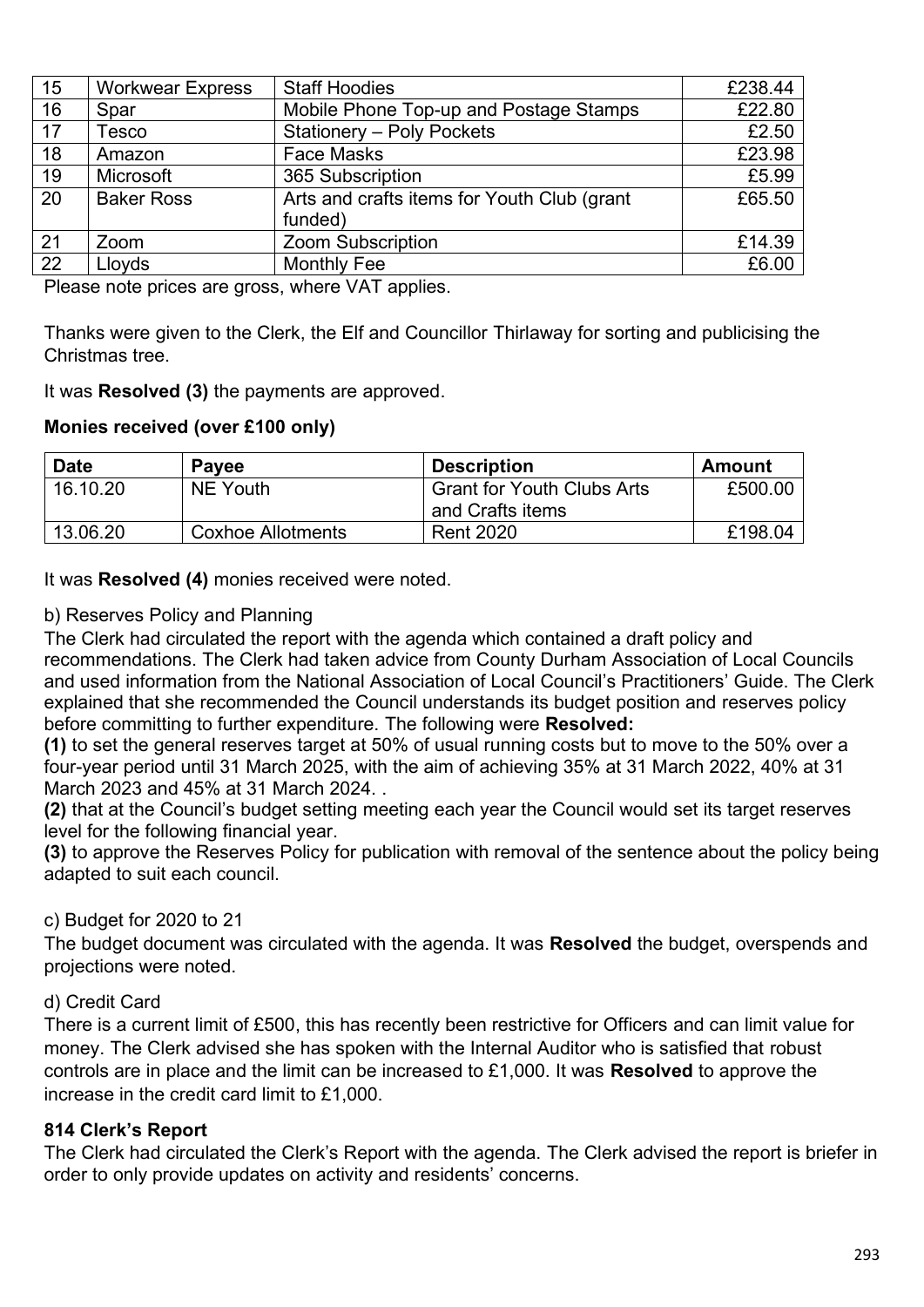| 15 | Workwear Express | Staff Hoodies | £238.44 |
|---|---|---|---|
| 16 | Spar | Mobile Phone Top-up and Postage Stamps | £22.80 |
| 17 | Tesco | Stationery – Poly Pockets | £2.50 |
| 18 | Amazon | Face Masks | £23.98 |
| 19 | Microsoft | 365 Subscription | £5.99 |
| 20 | Baker Ross | Arts and crafts items for Youth Club (grant funded) | £65.50 |
| 21 | Zoom | Zoom Subscription | £14.39 |
| 22 | Lloyds | Monthly Fee | £6.00 |

Please note prices are gross, where VAT applies.

Thanks were given to the Clerk, the Elf and Councillor Thirlaway for sorting and publicising the Christmas tree.

It was **Resolved (3)** the payments are approved.

**Monies received (over £100 only)**

| Date | Payee | Description | Amount |
|---|---|---|---|
| 16.10.20 | NE Youth | Grant for Youth Clubs Arts and Crafts items | £500.00 |
| 13.06.20 | Coxhoe Allotments | Rent 2020 | £198.04 |

It was **Resolved (4)** monies received were noted.

b) Reserves Policy and Planning

The Clerk had circulated the report with the agenda which contained a draft policy and recommendations. The Clerk had taken advice from County Durham Association of Local Councils and used information from the National Association of Local Council's Practitioners' Guide. The Clerk explained that she recommended the Council understands its budget position and reserves policy before committing to further expenditure. The following were **Resolved:**

**(1)** to set the general reserves target at 50% of usual running costs but to move to the 50% over a four-year period until 31 March 2025, with the aim of achieving 35% at 31 March 2022, 40% at 31 March 2023 and 45% at 31 March 2024. .

**(2)** that at the Council's budget setting meeting each year the Council would set its target reserves level for the following financial year.

**(3)** to approve the Reserves Policy for publication with removal of the sentence about the policy being adapted to suit each council.

c) Budget for 2020 to 21

The budget document was circulated with the agenda. It was **Resolved** the budget, overspends and projections were noted.

d) Credit Card

There is a current limit of £500, this has recently been restrictive for Officers and can limit value for money. The Clerk advised she has spoken with the Internal Auditor who is satisfied that robust controls are in place and the limit can be increased to £1,000. It was **Resolved** to approve the increase in the credit card limit to £1,000.

**814 Clerk's Report**

The Clerk had circulated the Clerk's Report with the agenda. The Clerk advised the report is briefer in order to only provide updates on activity and residents' concerns.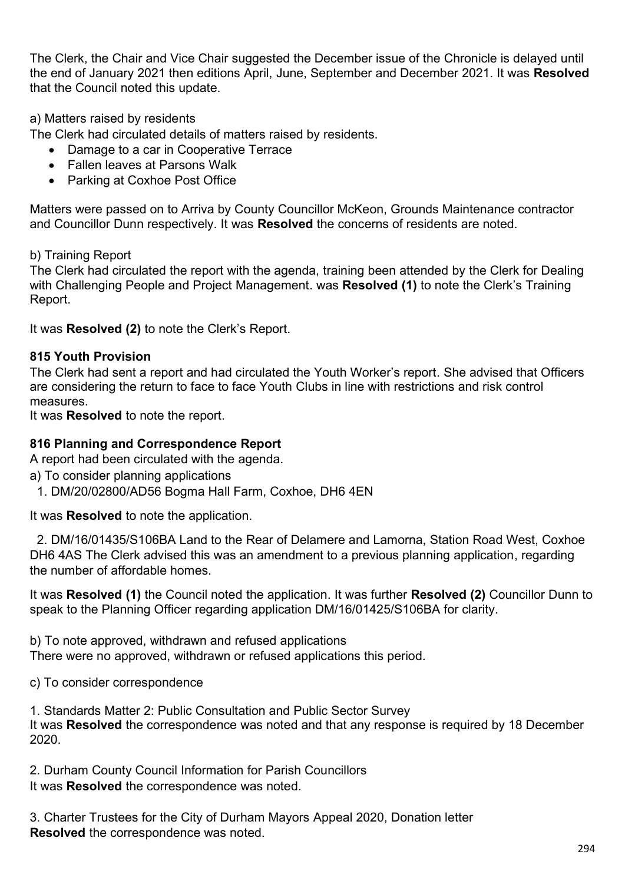The Clerk, the Chair and Vice Chair suggested the December issue of the Chronicle is delayed until the end of January 2021 then editions April, June, September and December 2021. It was **Resolved** that the Council noted this update.

a) Matters raised by residents

The Clerk had circulated details of matters raised by residents.

- Damage to a car in Cooperative Terrace
- Fallen leaves at Parsons Walk
- Parking at Coxhoe Post Office

Matters were passed on to Arriva by County Councillor McKeon, Grounds Maintenance contractor and Councillor Dunn respectively. It was **Resolved** the concerns of residents are noted.

b) Training Report

The Clerk had circulated the report with the agenda, training been attended by the Clerk for Dealing with Challenging People and Project Management. was **Resolved (1)** to note the Clerk's Training Report.

It was **Resolved (2)** to note the Clerk's Report.

### 815 Youth Provision

The Clerk had sent a report and had circulated the Youth Worker's report. She advised that Officers are considering the return to face to face Youth Clubs in line with restrictions and risk control measures.

It was **Resolved** to note the report.

### 816 Planning and Correspondence Report

A report had been circulated with the agenda.

a) To consider planning applications

1. DM/20/02800/AD56 Bogma Hall Farm, Coxhoe, DH6 4EN

It was **Resolved** to note the application.

2. DM/16/01435/S106BA Land to the Rear of Delamere and Lamorna, Station Road West, Coxhoe DH6 4AS The Clerk advised this was an amendment to a previous planning application, regarding the number of affordable homes.

It was **Resolved (1)** the Council noted the application. It was further **Resolved (2)** Councillor Dunn to speak to the Planning Officer regarding application DM/16/01425/S106BA for clarity.

b) To note approved, withdrawn and refused applications

There were no approved, withdrawn or refused applications this period.

c) To consider correspondence

1. Standards Matter 2: Public Consultation and Public Sector Survey

It was **Resolved** the correspondence was noted and that any response is required by 18 December 2020.

2. Durham County Council Information for Parish Councillors

It was **Resolved** the correspondence was noted.

3. Charter Trustees for the City of Durham Mayors Appeal 2020, Donation letter

**Resolved** the correspondence was noted.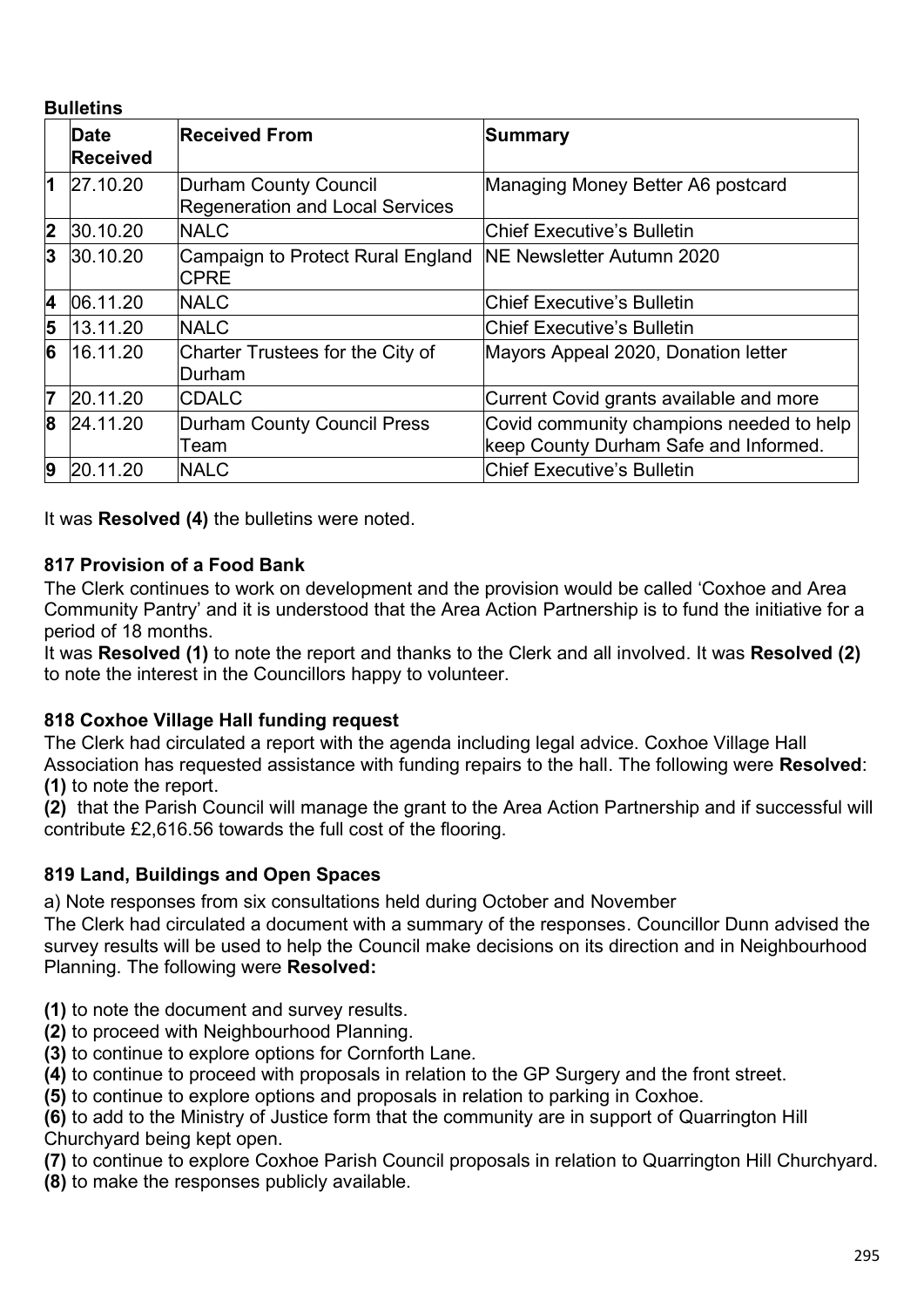**Bulletins**

| | Date Received | Received From | Summary |
|---|---|---|---|
| 1 | 27.10.20 | Durham County Council Regeneration and Local Services | Managing Money Better A6 postcard |
| 2 | 30.10.20 | NALC | Chief Executive's Bulletin |
| 3 | 30.10.20 | Campaign to Protect Rural England CPRE | NE Newsletter Autumn 2020 |
| 4 | 06.11.20 | NALC | Chief Executive's Bulletin |
| 5 | 13.11.20 | NALC | Chief Executive's Bulletin |
| 6 | 16.11.20 | Charter Trustees for the City of Durham | Mayors Appeal 2020, Donation letter |
| 7 | 20.11.20 | CDALC | Current Covid grants available and more |
| 8 | 24.11.20 | Durham County Council Press Team | Covid community champions needed to help keep County Durham Safe and Informed. |
| 9 | 20.11.20 | NALC | Chief Executive's Bulletin |

It was **Resolved (4)** the bulletins were noted.

### 817 Provision of a Food Bank

The Clerk continues to work on development and the provision would be called 'Coxhoe and Area Community Pantry' and it is understood that the Area Action Partnership is to fund the initiative for a period of 18 months.

It was **Resolved (1)** to note the report and thanks to the Clerk and all involved. It was **Resolved (2)** to note the interest in the Councillors happy to volunteer.

### 818 Coxhoe Village Hall funding request

The Clerk had circulated a report with the agenda including legal advice. Coxhoe Village Hall Association has requested assistance with funding repairs to the hall. The following were **Resolved**:

**(1)** to note the report.

**(2)** that the Parish Council will manage the grant to the Area Action Partnership and if successful will contribute £2,616.56 towards the full cost of the flooring.

### 819 Land, Buildings and Open Spaces

a) Note responses from six consultations held during October and November

The Clerk had circulated a document with a summary of the responses. Councillor Dunn advised the survey results will be used to help the Council make decisions on its direction and in Neighbourhood Planning. The following were **Resolved:**

**(1)** to note the document and survey results.
**(2)** to proceed with Neighbourhood Planning.
**(3)** to continue to explore options for Cornforth Lane.
**(4)** to continue to proceed with proposals in relation to the GP Surgery and the front street.
**(5)** to continue to explore options and proposals in relation to parking in Coxhoe.
**(6)** to add to the Ministry of Justice form that the community are in support of Quarrington Hill Churchyard being kept open.
**(7)** to continue to explore Coxhoe Parish Council proposals in relation to Quarrington Hill Churchyard.
**(8)** to make the responses publicly available.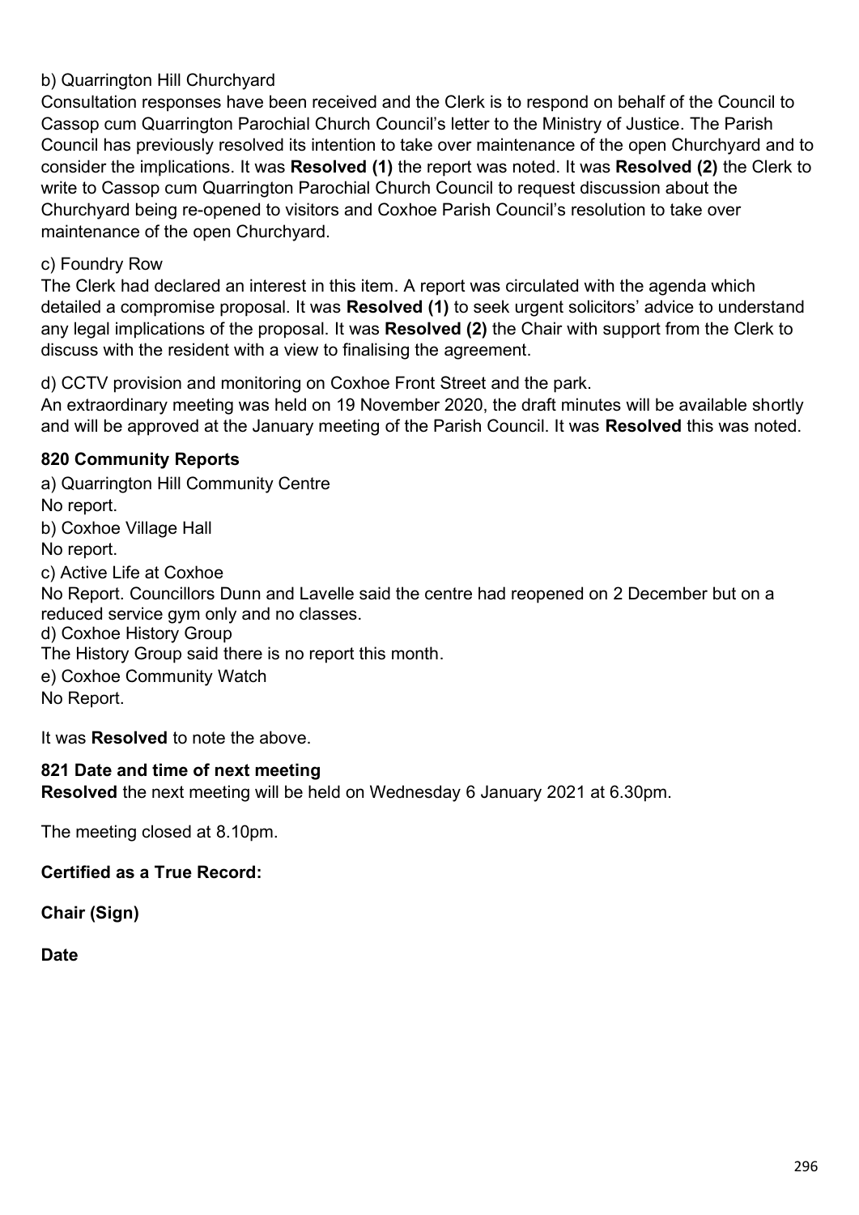b) Quarrington Hill Churchyard

Consultation responses have been received and the Clerk is to respond on behalf of the Council to Cassop cum Quarrington Parochial Church Council's letter to the Ministry of Justice. The Parish Council has previously resolved its intention to take over maintenance of the open Churchyard and to consider the implications. It was **Resolved (1)** the report was noted. It was **Resolved (2)** the Clerk to write to Cassop cum Quarrington Parochial Church Council to request discussion about the Churchyard being re-opened to visitors and Coxhoe Parish Council's resolution to take over maintenance of the open Churchyard.

c) Foundry Row

The Clerk had declared an interest in this item. A report was circulated with the agenda which detailed a compromise proposal. It was **Resolved (1)** to seek urgent solicitors' advice to understand any legal implications of the proposal. It was **Resolved (2)** the Chair with support from the Clerk to discuss with the resident with a view to finalising the agreement.

d) CCTV provision and monitoring on Coxhoe Front Street and the park.

An extraordinary meeting was held on 19 November 2020, the draft minutes will be available shortly and will be approved at the January meeting of the Parish Council. It was **Resolved** this was noted.

**820 Community Reports**

a) Quarrington Hill Community Centre

No report.

b) Coxhoe Village Hall

No report.

c) Active Life at Coxhoe

No Report. Councillors Dunn and Lavelle said the centre had reopened on 2 December but on a reduced service gym only and no classes.

d) Coxhoe History Group

The History Group said there is no report this month.

e) Coxhoe Community Watch

No Report.

It was **Resolved** to note the above.

**821 Date and time of next meeting**

**Resolved** the next meeting will be held on Wednesday 6 January 2021 at 6.30pm.

The meeting closed at 8.10pm.

**Certified as a True Record:**

**Chair (Sign)**

**Date**